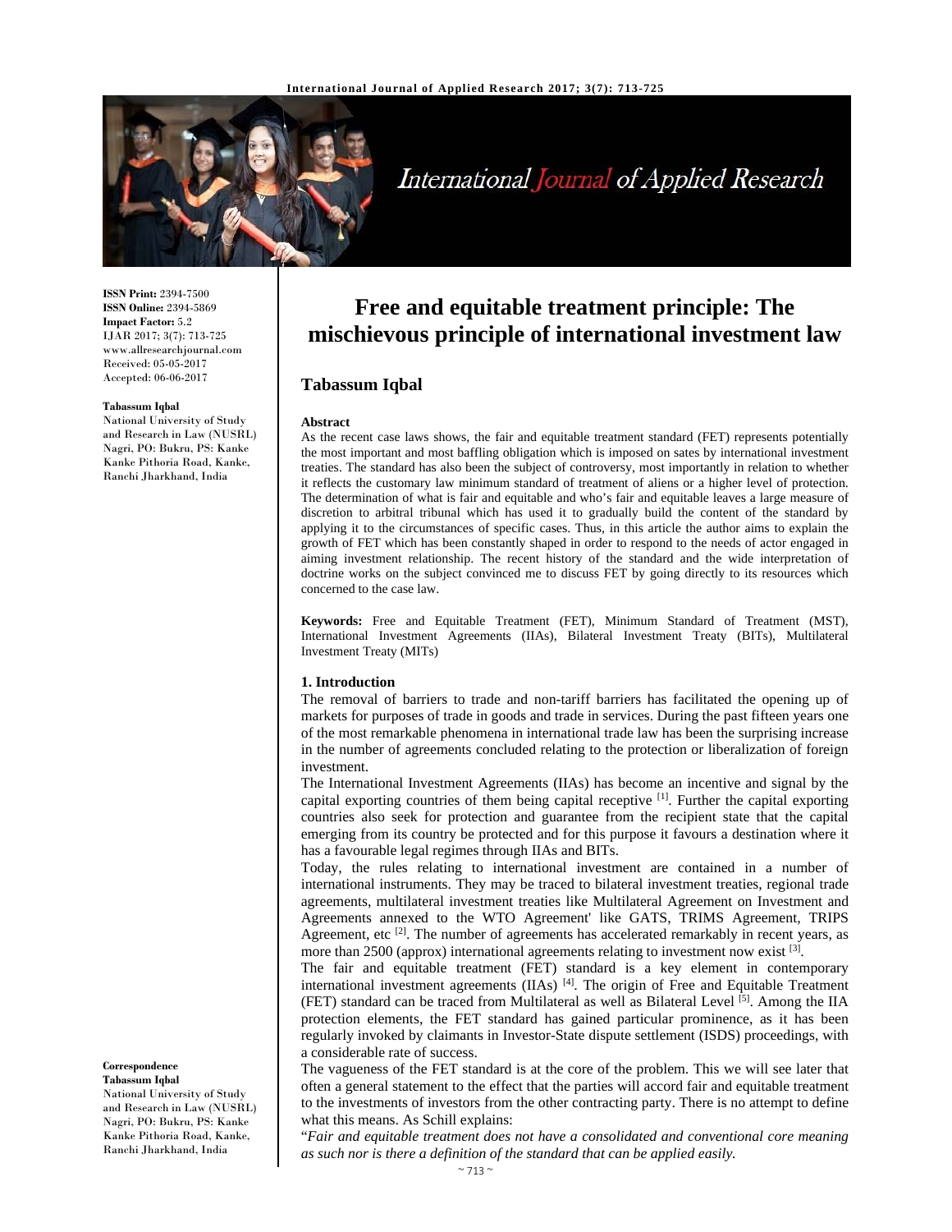**ISSN Print:** 2394-7500
**ISSN Online:** 2394-5869
**Impact Factor:** 5.2
IJAR 2017; 3(7): 713-725
www.allresearchjournal.com
Received: 05-05-2017
Accepted: 06-06-2017

**Tabassum Iqbal**
National University of Study and Research in Law (NUSRL) Nagri, PO: Bukru, PS: Kanke Kanke Pithoria Road, Kanke, Ranchi Jharkhand, India

**Correspondence**
**Tabassum Iqbal**
National University of Study and Research in Law (NUSRL) Nagri, PO: Bukru, PS: Kanke Kanke Pithoria Road, Kanke, Ranchi Jharkhand, India

# Free and equitable treatment principle: The mischievous principle of international investment law

## Tabassum Iqbal

**Abstract**

As the recent case laws shows, the fair and equitable treatment standard (FET) represents potentially the most important and most baffling obligation which is imposed on sates by international investment treaties. The standard has also been the subject of controversy, most importantly in relation to whether it reflects the customary law minimum standard of treatment of aliens or a higher level of protection. The determination of what is fair and equitable and who's fair and equitable leaves a large measure of discretion to arbitral tribunal which has used it to gradually build the content of the standard by applying it to the circumstances of specific cases. Thus, in this article the author aims to explain the growth of FET which has been constantly shaped in order to respond to the needs of actor engaged in aiming investment relationship. The recent history of the standard and the wide interpretation of doctrine works on the subject convinced me to discuss FET by going directly to its resources which concerned to the case law.

**Keywords:** Free and Equitable Treatment (FET), Minimum Standard of Treatment (MST), International Investment Agreements (IIAs), Bilateral Investment Treaty (BITs), Multilateral Investment Treaty (MITs)

### 1. Introduction

The removal of barriers to trade and non-tariff barriers has facilitated the opening up of markets for purposes of trade in goods and trade in services. During the past fifteen years one of the most remarkable phenomena in international trade law has been the surprising increase in the number of agreements concluded relating to the protection or liberalization of foreign investment.

The International Investment Agreements (IIAs) has become an incentive and signal by the capital exporting countries of them being capital receptive [1]. Further the capital exporting countries also seek for protection and guarantee from the recipient state that the capital emerging from its country be protected and for this purpose it favours a destination where it has a favourable legal regimes through IIAs and BITs.

Today, the rules relating to international investment are contained in a number of international instruments. They may be traced to bilateral investment treaties, regional trade agreements, multilateral investment treaties like Multilateral Agreement on Investment and Agreements annexed to the WTO Agreement' like GATS, TRIMS Agreement, TRIPS Agreement, etc [2]. The number of agreements has accelerated remarkably in recent years, as more than 2500 (approx) international agreements relating to investment now exist [3].

The fair and equitable treatment (FET) standard is a key element in contemporary international investment agreements (IIAs) [4]. The origin of Free and Equitable Treatment (FET) standard can be traced from Multilateral as well as Bilateral Level [5]. Among the IIA protection elements, the FET standard has gained particular prominence, as it has been regularly invoked by claimants in Investor-State dispute settlement (ISDS) proceedings, with a considerable rate of success.

The vagueness of the FET standard is at the core of the problem. This we will see later that often a general statement to the effect that the parties will accord fair and equitable treatment to the investments of investors from the other contracting party. There is no attempt to define what this means. As Schill explains:

"*Fair and equitable treatment does not have a consolidated and conventional core meaning as such nor is there a definition of the standard that can be applied easily.*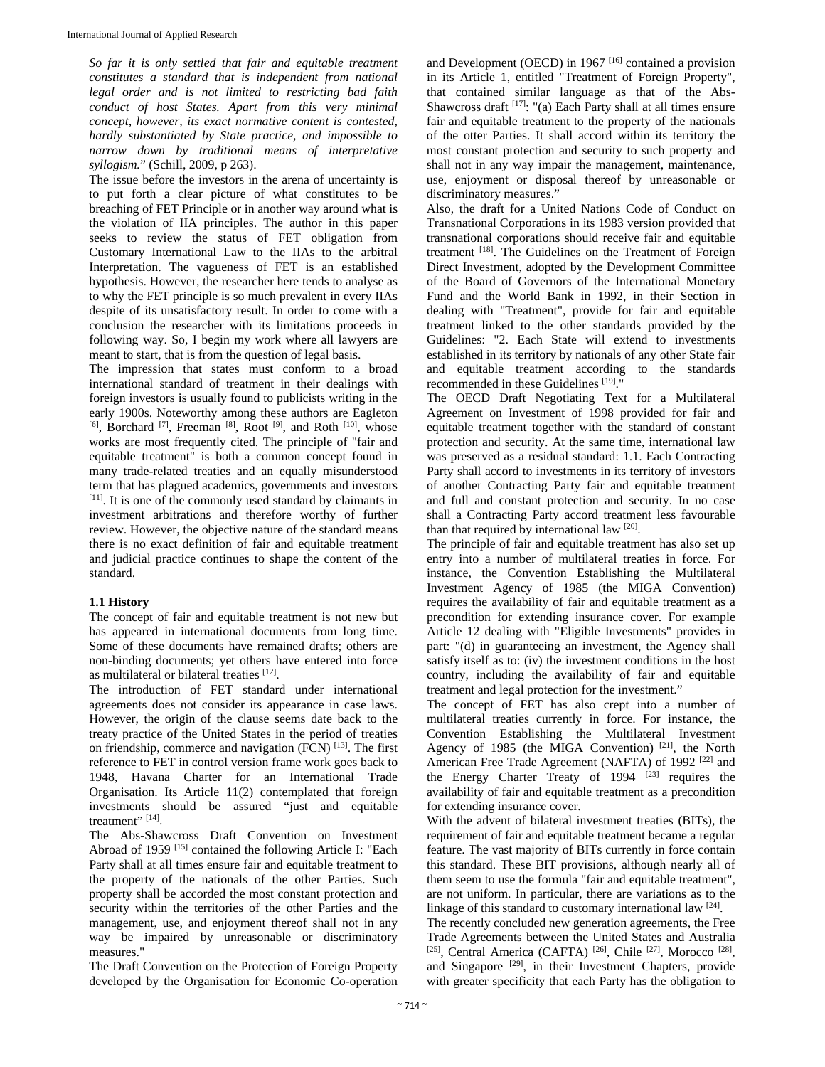*So far it is only settled that fair and equitable treatment constitutes a standard that is independent from national legal order and is not limited to restricting bad faith conduct of host States. Apart from this very minimal concept, however, its exact normative content is contested, hardly substantiated by State practice, and impossible to narrow down by traditional means of interpretative syllogism.*" (Schill, 2009, p 263).

The issue before the investors in the arena of uncertainty is to put forth a clear picture of what constitutes to be breaching of FET Principle or in another way around what is the violation of IIA principles. The author in this paper seeks to review the status of FET obligation from Customary International Law to the IIAs to the arbitral Interpretation. The vagueness of FET is an established hypothesis. However, the researcher here tends to analyse as to why the FET principle is so much prevalent in every IIAs despite of its unsatisfactory result. In order to come with a conclusion the researcher with its limitations proceeds in following way. So, I begin my work where all lawyers are meant to start, that is from the question of legal basis.

The impression that states must conform to a broad international standard of treatment in their dealings with foreign investors is usually found to publicists writing in the early 1900s. Noteworthy among these authors are Eagleton [6], Borchard [7], Freeman [8], Root [9], and Roth [10], whose works are most frequently cited. The principle of "fair and equitable treatment" is both a common concept found in many trade-related treaties and an equally misunderstood term that has plagued academics, governments and investors [11]. It is one of the commonly used standard by claimants in investment arbitrations and therefore worthy of further review. However, the objective nature of the standard means there is no exact definition of fair and equitable treatment and judicial practice continues to shape the content of the standard.

### 1.1 History

The concept of fair and equitable treatment is not new but has appeared in international documents from long time. Some of these documents have remained drafts; others are non-binding documents; yet others have entered into force as multilateral or bilateral treaties [12].

The introduction of FET standard under international agreements does not consider its appearance in case laws. However, the origin of the clause seems date back to the treaty practice of the United States in the period of treaties on friendship, commerce and navigation (FCN) [13]. The first reference to FET in control version frame work goes back to 1948, Havana Charter for an International Trade Organisation. Its Article 11(2) contemplated that foreign investments should be assured "just and equitable treatment" [14].

The Abs-Shawcross Draft Convention on Investment Abroad of 1959 [15] contained the following Article I: "Each Party shall at all times ensure fair and equitable treatment to the property of the nationals of the other Parties. Such property shall be accorded the most constant protection and security within the territories of the other Parties and the management, use, and enjoyment thereof shall not in any way be impaired by unreasonable or discriminatory measures."

The Draft Convention on the Protection of Foreign Property developed by the Organisation for Economic Co-operation and Development (OECD) in 1967 [16] contained a provision in its Article 1, entitled "Treatment of Foreign Property", that contained similar language as that of the Abs-Shawcross draft [17]: "(a) Each Party shall at all times ensure fair and equitable treatment to the property of the nationals of the otter Parties. It shall accord within its territory the most constant protection and security to such property and shall not in any way impair the management, maintenance, use, enjoyment or disposal thereof by unreasonable or discriminatory measures."

Also, the draft for a United Nations Code of Conduct on Transnational Corporations in its 1983 version provided that transnational corporations should receive fair and equitable treatment [18]. The Guidelines on the Treatment of Foreign Direct Investment, adopted by the Development Committee of the Board of Governors of the International Monetary Fund and the World Bank in 1992, in their Section in dealing with "Treatment", provide for fair and equitable treatment linked to the other standards provided by the Guidelines: "2. Each State will extend to investments established in its territory by nationals of any other State fair and equitable treatment according to the standards recommended in these Guidelines [19]."

The OECD Draft Negotiating Text for a Multilateral Agreement on Investment of 1998 provided for fair and equitable treatment together with the standard of constant protection and security. At the same time, international law was preserved as a residual standard: 1.1. Each Contracting Party shall accord to investments in its territory of investors of another Contracting Party fair and equitable treatment and full and constant protection and security. In no case shall a Contracting Party accord treatment less favourable than that required by international law [20].

The principle of fair and equitable treatment has also set up entry into a number of multilateral treaties in force. For instance, the Convention Establishing the Multilateral Investment Agency of 1985 (the MIGA Convention) requires the availability of fair and equitable treatment as a precondition for extending insurance cover. For example Article 12 dealing with "Eligible Investments" provides in part: "(d) in guaranteeing an investment, the Agency shall satisfy itself as to: (iv) the investment conditions in the host country, including the availability of fair and equitable treatment and legal protection for the investment."

The concept of FET has also crept into a number of multilateral treaties currently in force. For instance, the Convention Establishing the Multilateral Investment Agency of 1985 (the MIGA Convention) [21], the North American Free Trade Agreement (NAFTA) of 1992 [22] and the Energy Charter Treaty of 1994 [23] requires the availability of fair and equitable treatment as a precondition for extending insurance cover.

With the advent of bilateral investment treaties (BITs), the requirement of fair and equitable treatment became a regular feature. The vast majority of BITs currently in force contain this standard. These BIT provisions, although nearly all of them seem to use the formula "fair and equitable treatment", are not uniform. In particular, there are variations as to the linkage of this standard to customary international law [24].

The recently concluded new generation agreements, the Free Trade Agreements between the United States and Australia [25], Central America (CAFTA) [26], Chile [27], Morocco [28], and Singapore [29], in their Investment Chapters, provide with greater specificity that each Party has the obligation to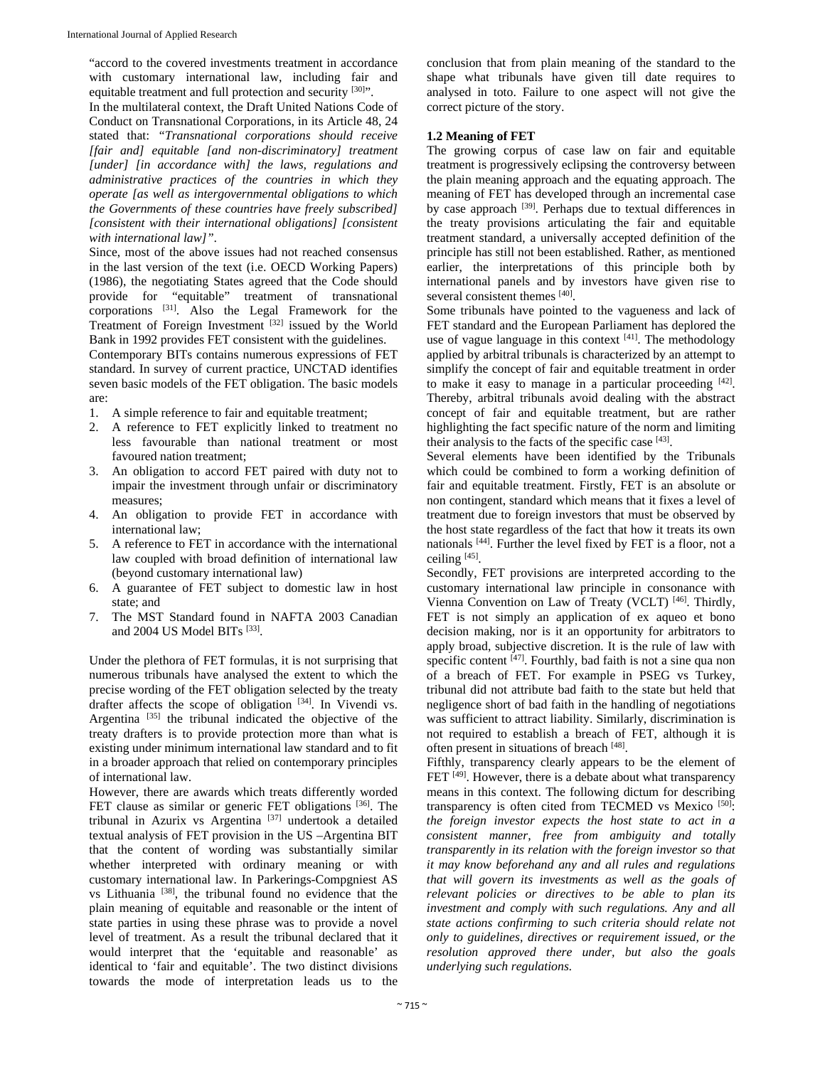"accord to the covered investments treatment in accordance with customary international law, including fair and equitable treatment and full protection and security [30]".

In the multilateral context, the Draft United Nations Code of Conduct on Transnational Corporations, in its Article 48, 24 stated that: *"Transnational corporations should receive [fair and] equitable [and non-discriminatory] treatment [under] [in accordance with] the laws, regulations and administrative practices of the countries in which they operate [as well as intergovernmental obligations to which the Governments of these countries have freely subscribed] [consistent with their international obligations] [consistent with international law]"*.

Since, most of the above issues had not reached consensus in the last version of the text (i.e. OECD Working Papers) (1986), the negotiating States agreed that the Code should provide for "equitable" treatment of transnational corporations [31]. Also the Legal Framework for the Treatment of Foreign Investment [32] issued by the World Bank in 1992 provides FET consistent with the guidelines.

Contemporary BITs contains numerous expressions of FET standard. In survey of current practice, UNCTAD identifies seven basic models of the FET obligation. The basic models are:

1. A simple reference to fair and equitable treatment;
2. A reference to FET explicitly linked to treatment no less favourable than national treatment or most favoured nation treatment;
3. An obligation to accord FET paired with duty not to impair the investment through unfair or discriminatory measures;
4. An obligation to provide FET in accordance with international law;
5. A reference to FET in accordance with the international law coupled with broad definition of international law (beyond customary international law)
6. A guarantee of FET subject to domestic law in host state; and
7. The MST Standard found in NAFTA 2003 Canadian and 2004 US Model BITs [33].

Under the plethora of FET formulas, it is not surprising that numerous tribunals have analysed the extent to which the precise wording of the FET obligation selected by the treaty drafter affects the scope of obligation [34]. In Vivendi vs. Argentina [35] the tribunal indicated the objective of the treaty drafters is to provide protection more than what is existing under minimum international law standard and to fit in a broader approach that relied on contemporary principles of international law.

However, there are awards which treats differently worded FET clause as similar or generic FET obligations [36]. The tribunal in Azurix vs Argentina [37] undertook a detailed textual analysis of FET provision in the US –Argentina BIT that the content of wording was substantially similar whether interpreted with ordinary meaning or with customary international law. In Parkerings-Compgniest AS vs Lithuania [38], the tribunal found no evidence that the plain meaning of equitable and reasonable or the intent of state parties in using these phrase was to provide a novel level of treatment. As a result the tribunal declared that it would interpret that the 'equitable and reasonable' as identical to 'fair and equitable'. The two distinct divisions towards the mode of interpretation leads us to the conclusion that from plain meaning of the standard to the shape what tribunals have given till date requires to analysed in toto. Failure to one aspect will not give the correct picture of the story.

### 1.2 Meaning of FET

The growing corpus of case law on fair and equitable treatment is progressively eclipsing the controversy between the plain meaning approach and the equating approach. The meaning of FET has developed through an incremental case by case approach [39]. Perhaps due to textual differences in the treaty provisions articulating the fair and equitable treatment standard, a universally accepted definition of the principle has still not been established. Rather, as mentioned earlier, the interpretations of this principle both by international panels and by investors have given rise to several consistent themes [40].

Some tribunals have pointed to the vagueness and lack of FET standard and the European Parliament has deplored the use of vague language in this context [41]. The methodology applied by arbitral tribunals is characterized by an attempt to simplify the concept of fair and equitable treatment in order to make it easy to manage in a particular proceeding [42]. Thereby, arbitral tribunals avoid dealing with the abstract concept of fair and equitable treatment, but are rather highlighting the fact specific nature of the norm and limiting their analysis to the facts of the specific case [43].

Several elements have been identified by the Tribunals which could be combined to form a working definition of fair and equitable treatment. Firstly, FET is an absolute or non contingent, standard which means that it fixes a level of treatment due to foreign investors that must be observed by the host state regardless of the fact that how it treats its own nationals [44]. Further the level fixed by FET is a floor, not a ceiling [45].

Secondly, FET provisions are interpreted according to the customary international law principle in consonance with Vienna Convention on Law of Treaty (VCLT) [46]. Thirdly, FET is not simply an application of ex aqueo et bono decision making, nor is it an opportunity for arbitrators to apply broad, subjective discretion. It is the rule of law with specific content [47]. Fourthly, bad faith is not a sine qua non of a breach of FET. For example in PSEG vs Turkey, tribunal did not attribute bad faith to the state but held that negligence short of bad faith in the handling of negotiations was sufficient to attract liability. Similarly, discrimination is not required to establish a breach of FET, although it is often present in situations of breach [48].

Fifthly, transparency clearly appears to be the element of FET [49]. However, there is a debate about what transparency means in this context. The following dictum for describing transparency is often cited from TECMED vs Mexico [50]: *the foreign investor expects the host state to act in a consistent manner, free from ambiguity and totally transparently in its relation with the foreign investor so that it may know beforehand any and all rules and regulations that will govern its investments as well as the goals of relevant policies or directives to be able to plan its investment and comply with such regulations. Any and all state actions confirming to such criteria should relate not only to guidelines, directives or requirement issued, or the resolution approved there under, but also the goals underlying such regulations.*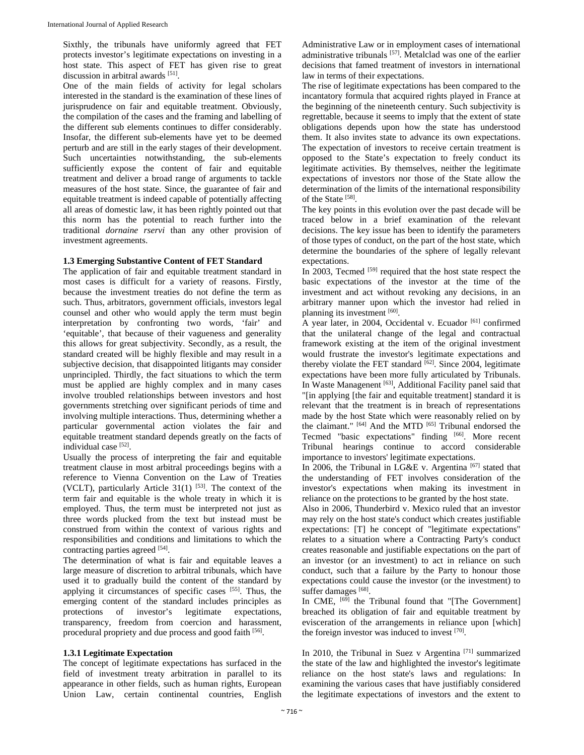Sixthly, the tribunals have uniformly agreed that FET protects investor's legitimate expectations on investing in a host state. This aspect of FET has given rise to great discussion in arbitral awards [51].

One of the main fields of activity for legal scholars interested in the standard is the examination of these lines of jurisprudence on fair and equitable treatment. Obviously, the compilation of the cases and the framing and labelling of the different sub elements continues to differ considerably. Insofar, the different sub-elements have yet to be deemed perturb and are still in the early stages of their development. Such uncertainties notwithstanding, the sub-elements sufficiently expose the content of fair and equitable treatment and deliver a broad range of arguments to tackle measures of the host state. Since, the guarantee of fair and equitable treatment is indeed capable of potentially affecting all areas of domestic law, it has been rightly pointed out that this norm has the potential to reach further into the traditional *dornaine rservi* than any other provision of investment agreements.

### 1.3 Emerging Substantive Content of FET Standard

The application of fair and equitable treatment standard in most cases is difficult for a variety of reasons. Firstly, because the investment treaties do not define the term as such. Thus, arbitrators, government officials, investors legal counsel and other who would apply the term must begin interpretation by confronting two words, 'fair' and 'equitable', that because of their vagueness and generality this allows for great subjectivity. Secondly, as a result, the standard created will be highly flexible and may result in a subjective decision, that disappointed litigants may consider unprincipled. Thirdly, the fact situations to which the term must be applied are highly complex and in many cases involve troubled relationships between investors and host governments stretching over significant periods of time and involving multiple interactions. Thus, determining whether a particular governmental action violates the fair and equitable treatment standard depends greatly on the facts of individual case [52].

Usually the process of interpreting the fair and equitable treatment clause in most arbitral proceedings begins with a reference to Vienna Convention on the Law of Treaties (VCLT), particularly Article 31(1) [53]. The context of the term fair and equitable is the whole treaty in which it is employed. Thus, the term must be interpreted not just as three words plucked from the text but instead must be construed from within the context of various rights and responsibilities and conditions and limitations to which the contracting parties agreed [54].

The determination of what is fair and equitable leaves a large measure of discretion to arbitral tribunals, which have used it to gradually build the content of the standard by applying it circumstances of specific cases [55]. Thus, the emerging content of the standard includes principles as protections of investor's legitimate expectations, transparency, freedom from coercion and harassment, procedural propriety and due process and good faith [56].

#### 1.3.1 Legitimate Expectation

The concept of legitimate expectations has surfaced in the field of investment treaty arbitration in parallel to its appearance in other fields, such as human rights, European Union Law, certain continental countries, English Administrative Law or in employment cases of international administrative tribunals [57]. Metalclad was one of the earlier decisions that famed treatment of investors in international law in terms of their expectations.

The rise of legitimate expectations has been compared to the incantatory formula that acquired rights played in France at the beginning of the nineteenth century. Such subjectivity is regrettable, because it seems to imply that the extent of state obligations depends upon how the state has understood them. It also invites state to advance its own expectations. The expectation of investors to receive certain treatment is opposed to the State's expectation to freely conduct its legitimate activities. By themselves, neither the legitimate expectations of investors nor those of the State allow the determination of the limits of the international responsibility of the State [58].

The key points in this evolution over the past decade will be traced below in a brief examination of the relevant decisions. The key issue has been to identify the parameters of those types of conduct, on the part of the host state, which determine the boundaries of the sphere of legally relevant expectations.

In 2003, Tecmed [59] required that the host state respect the basic expectations of the investor at the time of the investment and act without revoking any decisions, in an arbitrary manner upon which the investor had relied in planning its investment [60].

A year later, in 2004, Occidental v. Ecuador [61] confirmed that the unilateral change of the legal and contractual framework existing at the item of the original investment would frustrate the investor's legitimate expectations and thereby violate the FET standard [62]. Since 2004, legitimate expectations have been more fully articulated by Tribunals. In Waste Managenent [63], Additional Facility panel said that "[in applying [the fair and equitable treatment] standard it is relevant that the treatment is in breach of representations made by the host State which were reasonably relied on by the claimant." [64] And the MTD [65] Tribunal endorsed the Tecmed "basic expectations" finding [66]. More recent Tribunal hearings continue to accord considerable importance to investors' legitimate expectations.

In 2006, the Tribunal in LG&E v. Argentina [67] stated that the understanding of FET involves consideration of the investor's expectations when making its investment in reliance on the protections to be granted by the host state.

Also in 2006, Thunderbird v. Mexico ruled that an investor may rely on the host state's conduct which creates justifiable expectations: [T] he concept of "legitimate expectations" relates to a situation where a Contracting Party's conduct creates reasonable and justifiable expectations on the part of an investor (or an investment) to act in reliance on such conduct, such that a failure by the Party to honour those expectations could cause the investor (or the investment) to suffer damages [68].

In CME, [69] the Tribunal found that "[The Government] breached its obligation of fair and equitable treatment by evisceration of the arrangements in reliance upon [which] the foreign investor was induced to invest [70].

In 2010, the Tribunal in Suez v Argentina [71] summarized the state of the law and highlighted the investor's legitimate reliance on the host state's laws and regulations: In examining the various cases that have justifiably considered the legitimate expectations of investors and the extent to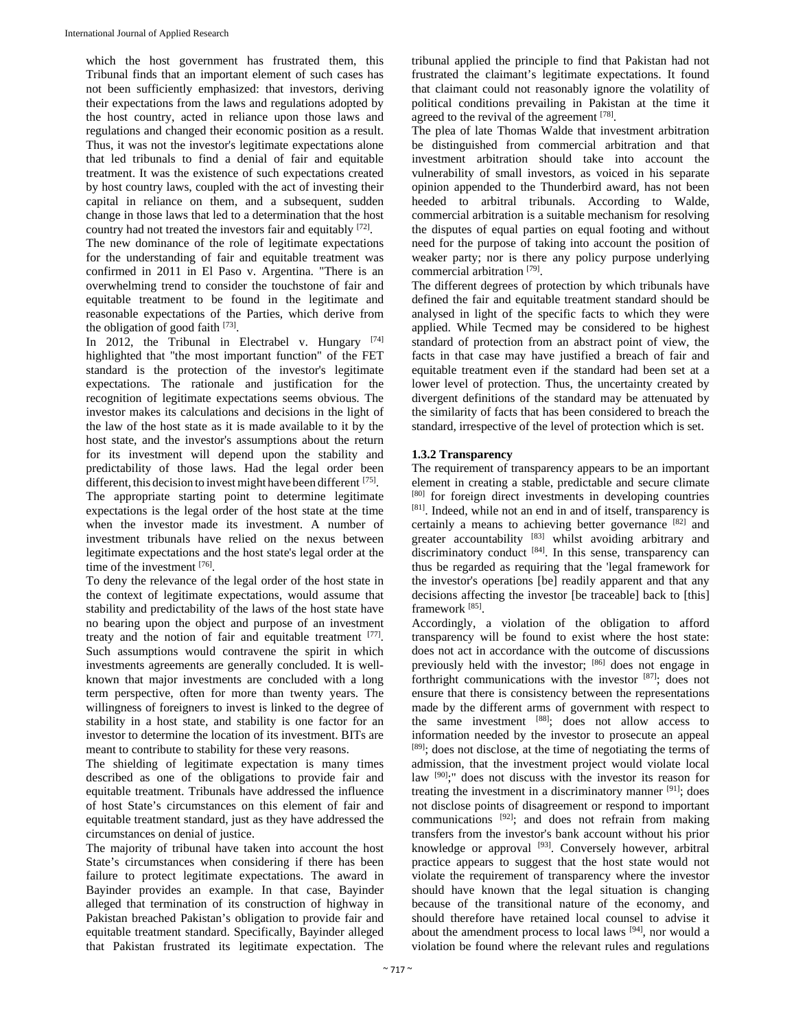which the host government has frustrated them, this Tribunal finds that an important element of such cases has not been sufficiently emphasized: that investors, deriving their expectations from the laws and regulations adopted by the host country, acted in reliance upon those laws and regulations and changed their economic position as a result. Thus, it was not the investor's legitimate expectations alone that led tribunals to find a denial of fair and equitable treatment. It was the existence of such expectations created by host country laws, coupled with the act of investing their capital in reliance on them, and a subsequent, sudden change in those laws that led to a determination that the host country had not treated the investors fair and equitably [72].

The new dominance of the role of legitimate expectations for the understanding of fair and equitable treatment was confirmed in 2011 in El Paso v. Argentina. "There is an overwhelming trend to consider the touchstone of fair and equitable treatment to be found in the legitimate and reasonable expectations of the Parties, which derive from the obligation of good faith [73].

In 2012, the Tribunal in Electrabel v. Hungary [74] highlighted that "the most important function" of the FET standard is the protection of the investor's legitimate expectations. The rationale and justification for the recognition of legitimate expectations seems obvious. The investor makes its calculations and decisions in the light of the law of the host state as it is made available to it by the host state, and the investor's assumptions about the return for its investment will depend upon the stability and predictability of those laws. Had the legal order been different, this decision to invest might have been different [75].

The appropriate starting point to determine legitimate expectations is the legal order of the host state at the time when the investor made its investment. A number of investment tribunals have relied on the nexus between legitimate expectations and the host state's legal order at the time of the investment [76].

To deny the relevance of the legal order of the host state in the context of legitimate expectations, would assume that stability and predictability of the laws of the host state have no bearing upon the object and purpose of an investment treaty and the notion of fair and equitable treatment [77]. Such assumptions would contravene the spirit in which investments agreements are generally concluded. It is well-known that major investments are concluded with a long term perspective, often for more than twenty years. The willingness of foreigners to invest is linked to the degree of stability in a host state, and stability is one factor for an investor to determine the location of its investment. BITs are meant to contribute to stability for these very reasons.

The shielding of legitimate expectation is many times described as one of the obligations to provide fair and equitable treatment. Tribunals have addressed the influence of host State's circumstances on this element of fair and equitable treatment standard, just as they have addressed the circumstances on denial of justice.

The majority of tribunal have taken into account the host State's circumstances when considering if there has been failure to protect legitimate expectations. The award in Bayinder provides an example. In that case, Bayinder alleged that termination of its construction of highway in Pakistan breached Pakistan's obligation to provide fair and equitable treatment standard. Specifically, Bayinder alleged that Pakistan frustrated its legitimate expectation. The tribunal applied the principle to find that Pakistan had not frustrated the claimant's legitimate expectations. It found that claimant could not reasonably ignore the volatility of political conditions prevailing in Pakistan at the time it agreed to the revival of the agreement [78].

The plea of late Thomas Walde that investment arbitration be distinguished from commercial arbitration and that investment arbitration should take into account the vulnerability of small investors, as voiced in his separate opinion appended to the Thunderbird award, has not been heeded to arbitral tribunals. According to Walde, commercial arbitration is a suitable mechanism for resolving the disputes of equal parties on equal footing and without need for the purpose of taking into account the position of weaker party; nor is there any policy purpose underlying commercial arbitration [79].

The different degrees of protection by which tribunals have defined the fair and equitable treatment standard should be analysed in light of the specific facts to which they were applied. While Tecmed may be considered to be highest standard of protection from an abstract point of view, the facts in that case may have justified a breach of fair and equitable treatment even if the standard had been set at a lower level of protection. Thus, the uncertainty created by divergent definitions of the standard may be attenuated by the similarity of facts that has been considered to breach the standard, irrespective of the level of protection which is set.

### 1.3.2 Transparency

The requirement of transparency appears to be an important element in creating a stable, predictable and secure climate [80] for foreign direct investments in developing countries [81]. Indeed, while not an end in and of itself, transparency is certainly a means to achieving better governance [82] and greater accountability [83] whilst avoiding arbitrary and discriminatory conduct [84]. In this sense, transparency can thus be regarded as requiring that the 'legal framework for the investor's operations [be] readily apparent and that any decisions affecting the investor [be traceable] back to [this] framework [85].

Accordingly, a violation of the obligation to afford transparency will be found to exist where the host state: does not act in accordance with the outcome of discussions previously held with the investor; [86] does not engage in forthright communications with the investor [87]; does not ensure that there is consistency between the representations made by the different arms of government with respect to the same investment [88]; does not allow access to information needed by the investor to prosecute an appeal [89]; does not disclose, at the time of negotiating the terms of admission, that the investment project would violate local law [90];" does not discuss with the investor its reason for treating the investment in a discriminatory manner [91]; does not disclose points of disagreement or respond to important communications [92]; and does not refrain from making transfers from the investor's bank account without his prior knowledge or approval [93]. Conversely however, arbitral practice appears to suggest that the host state would not violate the requirement of transparency where the investor should have known that the legal situation is changing because of the transitional nature of the economy, and should therefore have retained local counsel to advise it about the amendment process to local laws [94], nor would a violation be found where the relevant rules and regulations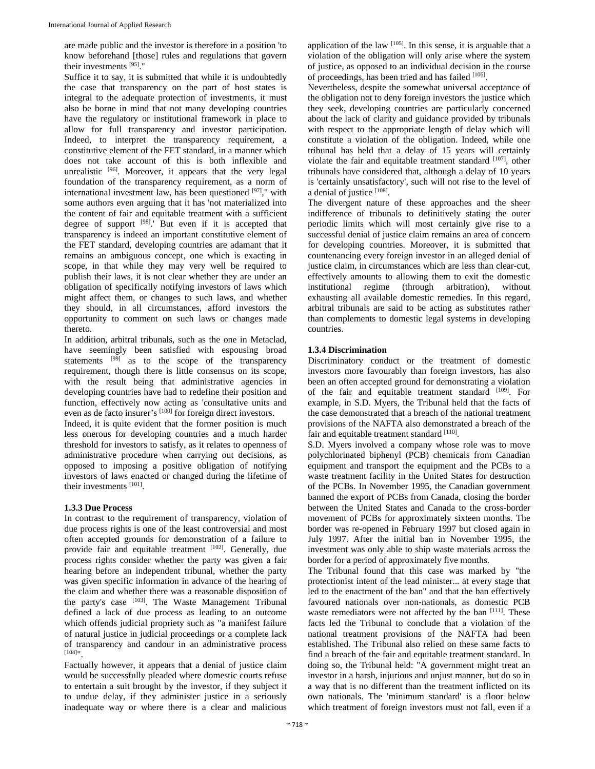are made public and the investor is therefore in a position 'to know beforehand [those] rules and regulations that govern their investments [95]."

Suffice it to say, it is submitted that while it is undoubtedly the case that transparency on the part of host states is integral to the adequate protection of investments, it must also be borne in mind that not many developing countries have the regulatory or institutional framework in place to allow for full transparency and investor participation. Indeed, to interpret the transparency requirement, a constitutive element of the FET standard, in a manner which does not take account of this is both inflexible and unrealistic [96]. Moreover, it appears that the very legal foundation of the transparency requirement, as a norm of international investment law, has been questioned [97]," with some authors even arguing that it has 'not materialized into the content of fair and equitable treatment with a sufficient degree of support [98].' But even if it is accepted that transparency is indeed an important constitutive element of the FET standard, developing countries are adamant that it remains an ambiguous concept, one which is exacting in scope, in that while they may very well be required to publish their laws, it is not clear whether they are under an obligation of specifically notifying investors of laws which might affect them, or changes to such laws, and whether they should, in all circumstances, afford investors the opportunity to comment on such laws or changes made thereto.

In addition, arbitral tribunals, such as the one in Metaclad, have seemingly been satisfied with espousing broad statements [99] as to the scope of the transparency requirement, though there is little consensus on its scope, with the result being that administrative agencies in developing countries have had to redefine their position and function, effectively now acting as 'consultative units and even as de facto insurer's [100] for foreign direct investors.

Indeed, it is quite evident that the former position is much less onerous for developing countries and a much harder threshold for investors to satisfy, as it relates to openness of administrative procedure when carrying out decisions, as opposed to imposing a positive obligation of notifying investors of laws enacted or changed during the lifetime of their investments [101].

### 1.3.3 Due Process

In contrast to the requirement of transparency, violation of due process rights is one of the least controversial and most often accepted grounds for demonstration of a failure to provide fair and equitable treatment [102]. Generally, due process rights consider whether the party was given a fair hearing before an independent tribunal, whether the party was given specific information in advance of the hearing of the claim and whether there was a reasonable disposition of the party's case [103]. The Waste Management Tribunal defined a lack of due process as leading to an outcome which offends judicial propriety such as "a manifest failure of natural justice in judicial proceedings or a complete lack of transparency and candour in an administrative process [104]".

Factually however, it appears that a denial of justice claim would be successfully pleaded where domestic courts refuse to entertain a suit brought by the investor, if they subject it to undue delay, if they administer justice in a seriously inadequate way or where there is a clear and malicious application of the law [105]. In this sense, it is arguable that a violation of the obligation will only arise where the system of justice, as opposed to an individual decision in the course of proceedings, has been tried and has failed [106].

Nevertheless, despite the somewhat universal acceptance of the obligation not to deny foreign investors the justice which they seek, developing countries are particularly concerned about the lack of clarity and guidance provided by tribunals with respect to the appropriate length of delay which will constitute a violation of the obligation. Indeed, while one tribunal has held that a delay of 15 years will certainly violate the fair and equitable treatment standard [107], other tribunals have considered that, although a delay of 10 years is 'certainly unsatisfactory', such will not rise to the level of a denial of justice [108].

The divergent nature of these approaches and the sheer indifference of tribunals to definitively stating the outer periodic limits which will most certainly give rise to a successful denial of justice claim remains an area of concern for developing countries. Moreover, it is submitted that countenancing every foreign investor in an alleged denial of justice claim, in circumstances which are less than clear-cut, effectively amounts to allowing them to exit the domestic institutional regime (through arbitration), without exhausting all available domestic remedies. In this regard, arbitral tribunals are said to be acting as substitutes rather than complements to domestic legal systems in developing countries.

### 1.3.4 Discrimination

Discriminatory conduct or the treatment of domestic investors more favourably than foreign investors, has also been an often accepted ground for demonstrating a violation of the fair and equitable treatment standard [109]. For example, in S.D. Myers, the Tribunal held that the facts of the case demonstrated that a breach of the national treatment provisions of the NAFTA also demonstrated a breach of the fair and equitable treatment standard [110].

S.D. Myers involved a company whose role was to move polychlorinated biphenyl (PCB) chemicals from Canadian equipment and transport the equipment and the PCBs to a waste treatment facility in the United States for destruction of the PCBs. In November 1995, the Canadian government banned the export of PCBs from Canada, closing the border between the United States and Canada to the cross-border movement of PCBs for approximately sixteen months. The border was re-opened in February 1997 but closed again in July 1997. After the initial ban in November 1995, the investment was only able to ship waste materials across the border for a period of approximately five months.

The Tribunal found that this case was marked by "the protectionist intent of the lead minister... at every stage that led to the enactment of the ban" and that the ban effectively favoured nationals over non-nationals, as domestic PCB waste remediators were not affected by the ban [111]. These facts led the Tribunal to conclude that a violation of the national treatment provisions of the NAFTA had been established. The Tribunal also relied on these same facts to find a breach of the fair and equitable treatment standard. In doing so, the Tribunal held: "A government might treat an investor in a harsh, injurious and unjust manner, but do so in a way that is no different than the treatment inflicted on its own nationals. The 'minimum standard' is a floor below which treatment of foreign investors must not fall, even if a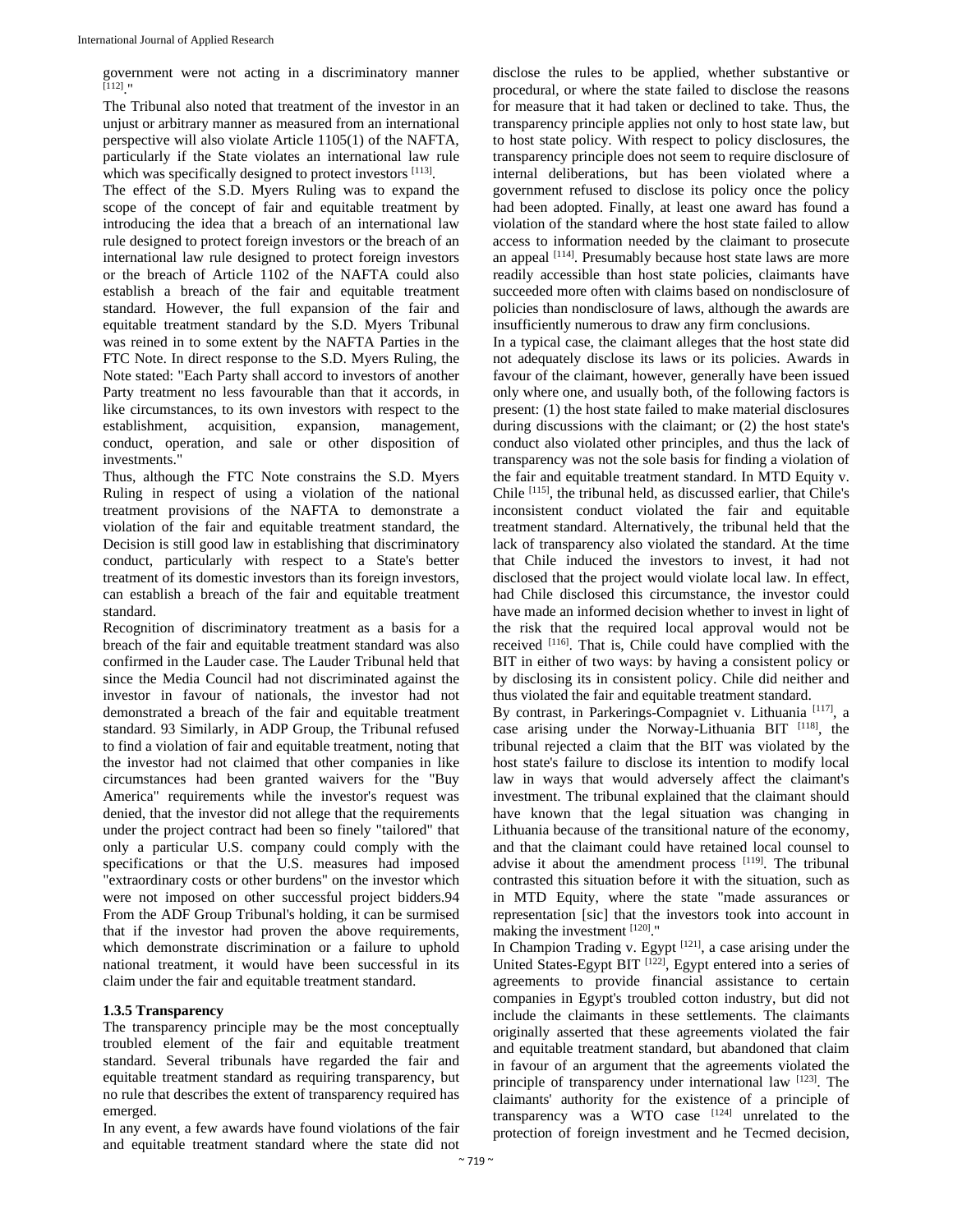government were not acting in a discriminatory manner [112]."

The Tribunal also noted that treatment of the investor in an unjust or arbitrary manner as measured from an international perspective will also violate Article 1105(1) of the NAFTA, particularly if the State violates an international law rule which was specifically designed to protect investors [113].

The effect of the S.D. Myers Ruling was to expand the scope of the concept of fair and equitable treatment by introducing the idea that a breach of an international law rule designed to protect foreign investors or the breach of an international law rule designed to protect foreign investors or the breach of Article 1102 of the NAFTA could also establish a breach of the fair and equitable treatment standard. However, the full expansion of the fair and equitable treatment standard by the S.D. Myers Tribunal was reined in to some extent by the NAFTA Parties in the FTC Note. In direct response to the S.D. Myers Ruling, the Note stated: "Each Party shall accord to investors of another Party treatment no less favourable than that it accords, in like circumstances, to its own investors with respect to the establishment, acquisition, expansion, management, conduct, operation, and sale or other disposition of investments."

Thus, although the FTC Note constrains the S.D. Myers Ruling in respect of using a violation of the national treatment provisions of the NAFTA to demonstrate a violation of the fair and equitable treatment standard, the Decision is still good law in establishing that discriminatory conduct, particularly with respect to a State's better treatment of its domestic investors than its foreign investors, can establish a breach of the fair and equitable treatment standard.

Recognition of discriminatory treatment as a basis for a breach of the fair and equitable treatment standard was also confirmed in the Lauder case. The Lauder Tribunal held that since the Media Council had not discriminated against the investor in favour of nationals, the investor had not demonstrated a breach of the fair and equitable treatment standard. 93 Similarly, in ADP Group, the Tribunal refused to find a violation of fair and equitable treatment, noting that the investor had not claimed that other companies in like circumstances had been granted waivers for the "Buy America" requirements while the investor's request was denied, that the investor did not allege that the requirements under the project contract had been so finely "tailored" that only a particular U.S. company could comply with the specifications or that the U.S. measures had imposed "extraordinary costs or other burdens" on the investor which were not imposed on other successful project bidders.94 From the ADF Group Tribunal's holding, it can be surmised that if the investor had proven the above requirements, which demonstrate discrimination or a failure to uphold national treatment, it would have been successful in its claim under the fair and equitable treatment standard.

### 1.3.5 Transparency

The transparency principle may be the most conceptually troubled element of the fair and equitable treatment standard. Several tribunals have regarded the fair and equitable treatment standard as requiring transparency, but no rule that describes the extent of transparency required has emerged.

In any event, a few awards have found violations of the fair and equitable treatment standard where the state did not disclose the rules to be applied, whether substantive or procedural, or where the state failed to disclose the reasons for measure that it had taken or declined to take. Thus, the transparency principle applies not only to host state law, but to host state policy. With respect to policy disclosures, the transparency principle does not seem to require disclosure of internal deliberations, but has been violated where a government refused to disclose its policy once the policy had been adopted. Finally, at least one award has found a violation of the standard where the host state failed to allow access to information needed by the claimant to prosecute an appeal [114]. Presumably because host state laws are more readily accessible than host state policies, claimants have succeeded more often with claims based on nondisclosure of policies than nondisclosure of laws, although the awards are insufficiently numerous to draw any firm conclusions.

In a typical case, the claimant alleges that the host state did not adequately disclose its laws or its policies. Awards in favour of the claimant, however, generally have been issued only where one, and usually both, of the following factors is present: (1) the host state failed to make material disclosures during discussions with the claimant; or (2) the host state's conduct also violated other principles, and thus the lack of transparency was not the sole basis for finding a violation of the fair and equitable treatment standard. In MTD Equity v. Chile [115], the tribunal held, as discussed earlier, that Chile's inconsistent conduct violated the fair and equitable treatment standard. Alternatively, the tribunal held that the lack of transparency also violated the standard. At the time that Chile induced the investors to invest, it had not disclosed that the project would violate local law. In effect, had Chile disclosed this circumstance, the investor could have made an informed decision whether to invest in light of the risk that the required local approval would not be received [116]. That is, Chile could have complied with the BIT in either of two ways: by having a consistent policy or by disclosing its in consistent policy. Chile did neither and thus violated the fair and equitable treatment standard.

By contrast, in Parkerings-Compagniet v. Lithuania [117], a case arising under the Norway-Lithuania BIT [118], the tribunal rejected a claim that the BIT was violated by the host state's failure to disclose its intention to modify local law in ways that would adversely affect the claimant's investment. The tribunal explained that the claimant should have known that the legal situation was changing in Lithuania because of the transitional nature of the economy, and that the claimant could have retained local counsel to advise it about the amendment process [119]. The tribunal contrasted this situation before it with the situation, such as in MTD Equity, where the state "made assurances or representation [sic] that the investors took into account in making the investment [120]."

In Champion Trading v. Egypt [121], a case arising under the United States-Egypt BIT [122], Egypt entered into a series of agreements to provide financial assistance to certain companies in Egypt's troubled cotton industry, but did not include the claimants in these settlements. The claimants originally asserted that these agreements violated the fair and equitable treatment standard, but abandoned that claim in favour of an argument that the agreements violated the principle of transparency under international law [123]. The claimants' authority for the existence of a principle of transparency was a WTO case [124] unrelated to the protection of foreign investment and he Tecmed decision,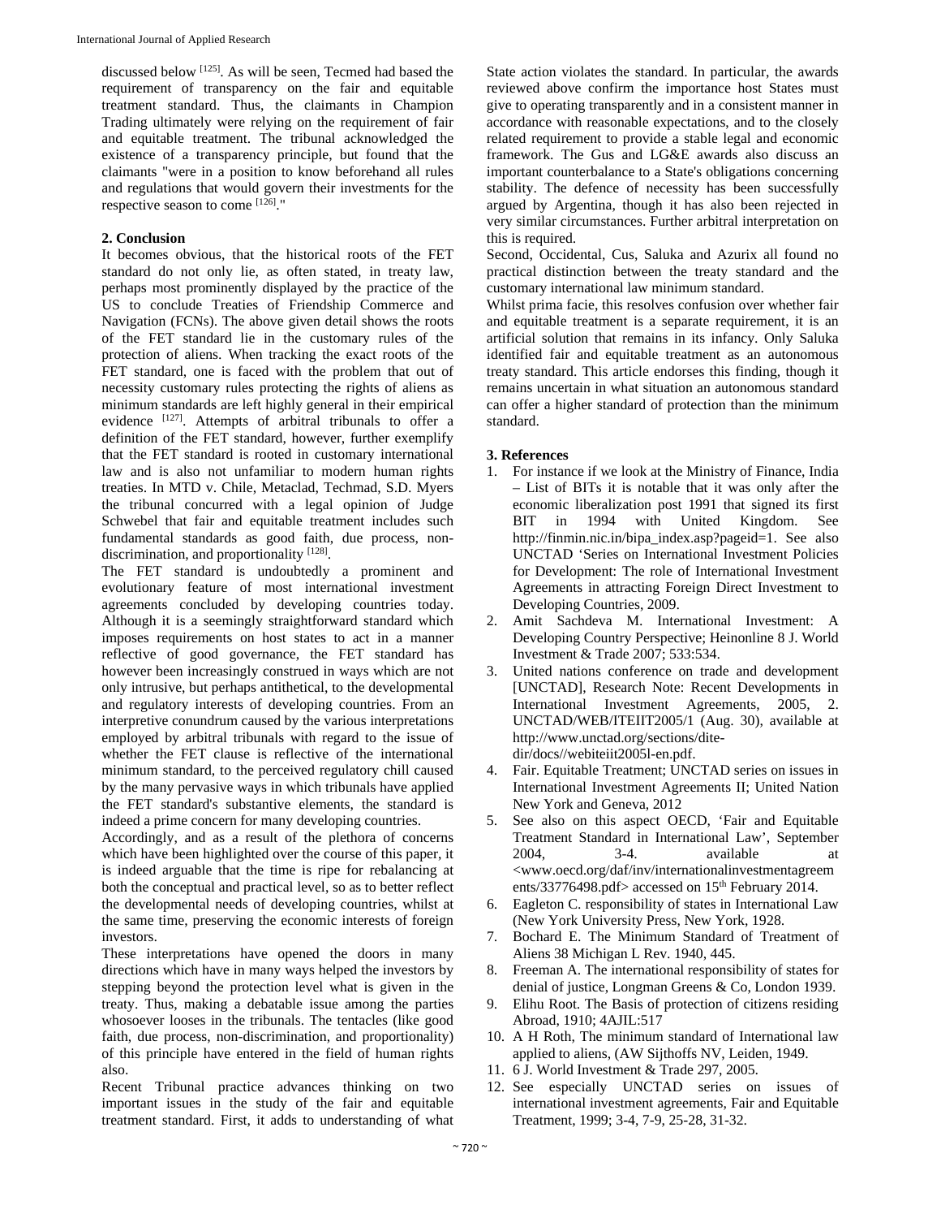discussed below [125]. As will be seen, Tecmed had based the requirement of transparency on the fair and equitable treatment standard. Thus, the claimants in Champion Trading ultimately were relying on the requirement of fair and equitable treatment. The tribunal acknowledged the existence of a transparency principle, but found that the claimants "were in a position to know beforehand all rules and regulations that would govern their investments for the respective season to come [126]."

**2. Conclusion**

It becomes obvious, that the historical roots of the FET standard do not only lie, as often stated, in treaty law, perhaps most prominently displayed by the practice of the US to conclude Treaties of Friendship Commerce and Navigation (FCNs). The above given detail shows the roots of the FET standard lie in the customary rules of the protection of aliens. When tracking the exact roots of the FET standard, one is faced with the problem that out of necessity customary rules protecting the rights of aliens as minimum standards are left highly general in their empirical evidence [127]. Attempts of arbitral tribunals to offer a definition of the FET standard, however, further exemplify that the FET standard is rooted in customary international law and is also not unfamiliar to modern human rights treaties. In MTD v. Chile, Metaclad, Techmad, S.D. Myers the tribunal concurred with a legal opinion of Judge Schwebel that fair and equitable treatment includes such fundamental standards as good faith, due process, non-discrimination, and proportionality [128].

The FET standard is undoubtedly a prominent and evolutionary feature of most international investment agreements concluded by developing countries today. Although it is a seemingly straightforward standard which imposes requirements on host states to act in a manner reflective of good governance, the FET standard has however been increasingly construed in ways which are not only intrusive, but perhaps antithetical, to the developmental and regulatory interests of developing countries. From an interpretive conundrum caused by the various interpretations employed by arbitral tribunals with regard to the issue of whether the FET clause is reflective of the international minimum standard, to the perceived regulatory chill caused by the many pervasive ways in which tribunals have applied the FET standard's substantive elements, the standard is indeed a prime concern for many developing countries.

Accordingly, and as a result of the plethora of concerns which have been highlighted over the course of this paper, it is indeed arguable that the time is ripe for rebalancing at both the conceptual and practical level, so as to better reflect the developmental needs of developing countries, whilst at the same time, preserving the economic interests of foreign investors.

These interpretations have opened the doors in many directions which have in many ways helped the investors by stepping beyond the protection level what is given in the treaty. Thus, making a debatable issue among the parties whosoever looses in the tribunals. The tentacles (like good faith, due process, non-discrimination, and proportionality) of this principle have entered in the field of human rights also.

Recent Tribunal practice advances thinking on two important issues in the study of the fair and equitable treatment standard. First, it adds to understanding of what State action violates the standard. In particular, the awards reviewed above confirm the importance host States must give to operating transparently and in a consistent manner in accordance with reasonable expectations, and to the closely related requirement to provide a stable legal and economic framework. The Gus and LG&E awards also discuss an important counterbalance to a State's obligations concerning stability. The defence of necessity has been successfully argued by Argentina, though it has also been rejected in very similar circumstances. Further arbitral interpretation on this is required.

Second, Occidental, Cus, Saluka and Azurix all found no practical distinction between the treaty standard and the customary international law minimum standard.

Whilst prima facie, this resolves confusion over whether fair and equitable treatment is a separate requirement, it is an artificial solution that remains in its infancy. Only Saluka identified fair and equitable treatment as an autonomous treaty standard. This article endorses this finding, though it remains uncertain in what situation an autonomous standard can offer a higher standard of protection than the minimum standard.

**3. References**

1. For instance if we look at the Ministry of Finance, India – List of BITs it is notable that it was only after the economic liberalization post 1991 that signed its first BIT in 1994 with United Kingdom. See http://finmin.nic.in/bipa_index.asp?pageid=1. See also UNCTAD 'Series on International Investment Policies for Development: The role of International Investment Agreements in attracting Foreign Direct Investment to Developing Countries, 2009.
2. Amit Sachdeva M. International Investment: A Developing Country Perspective; Heinonline 8 J. World Investment & Trade 2007; 533:534.
3. United nations conference on trade and development [UNCTAD], Research Note: Recent Developments in International Investment Agreements, 2005, 2. UNCTAD/WEB/ITEIIT2005/1 (Aug. 30), available at http://www.unctad.org/sections/dite-dir/docs//webiteiit2005l-en.pdf.
4. Fair. Equitable Treatment; UNCTAD series on issues in International Investment Agreements II; United Nation New York and Geneva, 2012
5. See also on this aspect OECD, 'Fair and Equitable Treatment Standard in International Law', September 2004, 3-4. available at <www.oecd.org/daf/inv/internationalinvestmentagreements/33776498.pdf> accessed on 15th February 2014.
6. Eagleton C. responsibility of states in International Law (New York University Press, New York, 1928.
7. Bochard E. The Minimum Standard of Treatment of Aliens 38 Michigan L Rev. 1940, 445.
8. Freeman A. The international responsibility of states for denial of justice, Longman Greens & Co, London 1939.
9. Elihu Root. The Basis of protection of citizens residing Abroad, 1910; 4AJIL:517
10. A H Roth, The minimum standard of International law applied to aliens, (AW Sijthoffs NV, Leiden, 1949.
11. 6 J. World Investment & Trade 297, 2005.
12. See especially UNCTAD series on issues of international investment agreements, Fair and Equitable Treatment, 1999; 3-4, 7-9, 25-28, 31-32.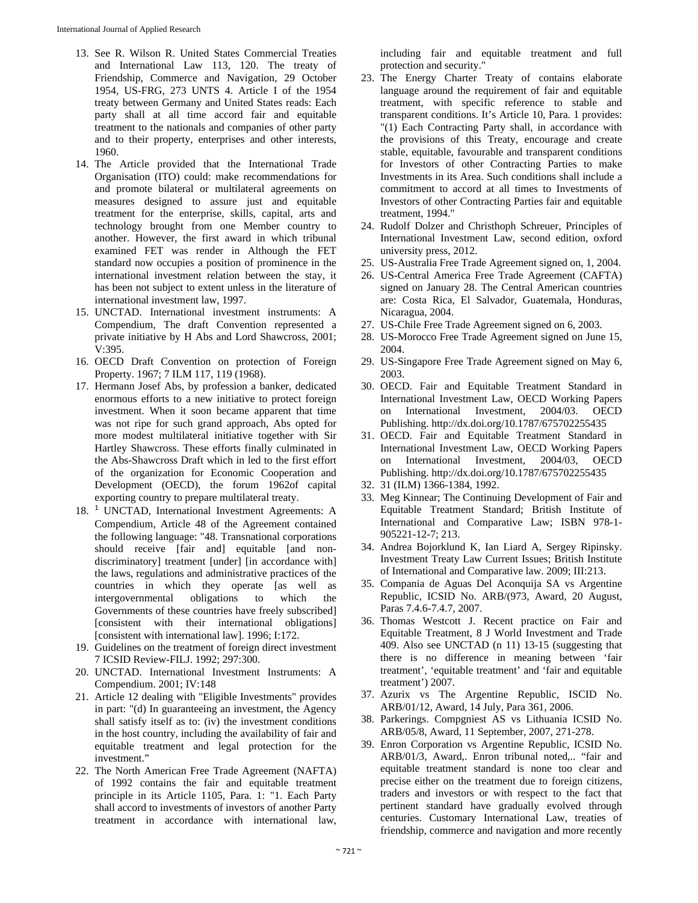13. See R. Wilson R. United States Commercial Treaties and International Law 113, 120. The treaty of Friendship, Commerce and Navigation, 29 October 1954, US-FRG, 273 UNTS 4. Article I of the 1954 treaty between Germany and United States reads: Each party shall at all time accord fair and equitable treatment to the nationals and companies of other party and to their property, enterprises and other interests, 1960.
14. The Article provided that the International Trade Organisation (ITO) could: make recommendations for and promote bilateral or multilateral agreements on measures designed to assure just and equitable treatment for the enterprise, skills, capital, arts and technology brought from one Member country to another. However, the first award in which tribunal examined FET was render in Although the FET standard now occupies a position of prominence in the international investment relation between the stay, it has been not subject to extent unless in the literature of international investment law, 1997.
15. UNCTAD. International investment instruments: A Compendium, The draft Convention represented a private initiative by H Abs and Lord Shawcross, 2001; V:395.
16. OECD Draft Convention on protection of Foreign Property. 1967; 7 ILM 117, 119 (1968).
17. Hermann Josef Abs, by profession a banker, dedicated enormous efforts to a new initiative to protect foreign investment. When it soon became apparent that time was not ripe for such grand approach, Abs opted for more modest multilateral initiative together with Sir Hartley Shawcross. These efforts finally culminated in the Abs-Shawcross Draft which in led to the first effort of the organization for Economic Cooperation and Development (OECD), the forum 1962of capital exporting country to prepare multilateral treaty.
18. [1] UNCTAD, International Investment Agreements: A Compendium, Article 48 of the Agreement contained the following language: "48. Transnational corporations should receive [fair and] equitable [and non-discriminatory] treatment [under] [in accordance with] the laws, regulations and administrative practices of the countries in which they operate [as well as intergovernmental obligations to which the Governments of these countries have freely subscribed] [consistent with their international obligations] [consistent with international law]. 1996; I:172.
19. Guidelines on the treatment of foreign direct investment 7 ICSID Review-FILJ. 1992; 297:300.
20. UNCTAD. International Investment Instruments: A Compendium. 2001; IV:148
21. Article 12 dealing with "Eligible Investments" provides in part: "(d) In guaranteeing an investment, the Agency shall satisfy itself as to: (iv) the investment conditions in the host country, including the availability of fair and equitable treatment and legal protection for the investment."
22. The North American Free Trade Agreement (NAFTA) of 1992 contains the fair and equitable treatment principle in its Article 1105, Para. 1: "1. Each Party shall accord to investments of investors of another Party treatment in accordance with international law, including fair and equitable treatment and full protection and security."
23. The Energy Charter Treaty of contains elaborate language around the requirement of fair and equitable treatment, with specific reference to stable and transparent conditions. It's Article 10, Para. 1 provides: "(1) Each Contracting Party shall, in accordance with the provisions of this Treaty, encourage and create stable, equitable, favourable and transparent conditions for Investors of other Contracting Parties to make Investments in its Area. Such conditions shall include a commitment to accord at all times to Investments of Investors of other Contracting Parties fair and equitable treatment, 1994."
24. Rudolf Dolzer and Christhoph Schreuer, Principles of International Investment Law, second edition, oxford university press, 2012.
25. US-Australia Free Trade Agreement signed on, 1, 2004.
26. US-Central America Free Trade Agreement (CAFTA) signed on January 28. The Central American countries are: Costa Rica, El Salvador, Guatemala, Honduras, Nicaragua, 2004.
27. US-Chile Free Trade Agreement signed on 6, 2003.
28. US-Morocco Free Trade Agreement signed on June 15, 2004.
29. US-Singapore Free Trade Agreement signed on May 6, 2003.
30. OECD. Fair and Equitable Treatment Standard in International Investment Law, OECD Working Papers on International Investment, 2004/03. OECD Publishing. http://dx.doi.org/10.1787/675702255435
31. OECD. Fair and Equitable Treatment Standard in International Investment Law, OECD Working Papers on International Investment, 2004/03, OECD Publishing. http://dx.doi.org/10.1787/675702255435
32. 31 (ILM) 1366-1384, 1992.
33. Meg Kinnear; The Continuing Development of Fair and Equitable Treatment Standard; British Institute of International and Comparative Law; ISBN 978-1-905221-12-7; 213.
34. Andrea Bojorklund K, Ian Liard A, Sergey Ripinsky. Investment Treaty Law Current Issues; British Institute of International and Comparative law. 2009; III:213.
35. Compania de Aguas Del Aconquija SA vs Argentine Republic, ICSID No. ARB/(973, Award, 20 August, Paras 7.4.6-7.4.7, 2007.
36. Thomas Westcott J. Recent practice on Fair and Equitable Treatment, 8 J World Investment and Trade 409. Also see UNCTAD (n 11) 13-15 (suggesting that there is no difference in meaning between 'fair treatment', 'equitable treatment' and 'fair and equitable treatment') 2007.
37. Azurix vs The Argentine Republic, ISCID No. ARB/01/12, Award, 14 July, Para 361, 2006.
38. Parkerings. Compgniest AS vs Lithuania ICSID No. ARB/05/8, Award, 11 September, 2007, 271-278.
39. Enron Corporation vs Argentine Republic, ICSID No. ARB/01/3, Award,. Enron tribunal noted,.. "fair and equitable treatment standard is none too clear and precise either on the treatment due to foreign citizens, traders and investors or with respect to the fact that pertinent standard have gradually evolved through centuries. Customary International Law, treaties of friendship, commerce and navigation and more recently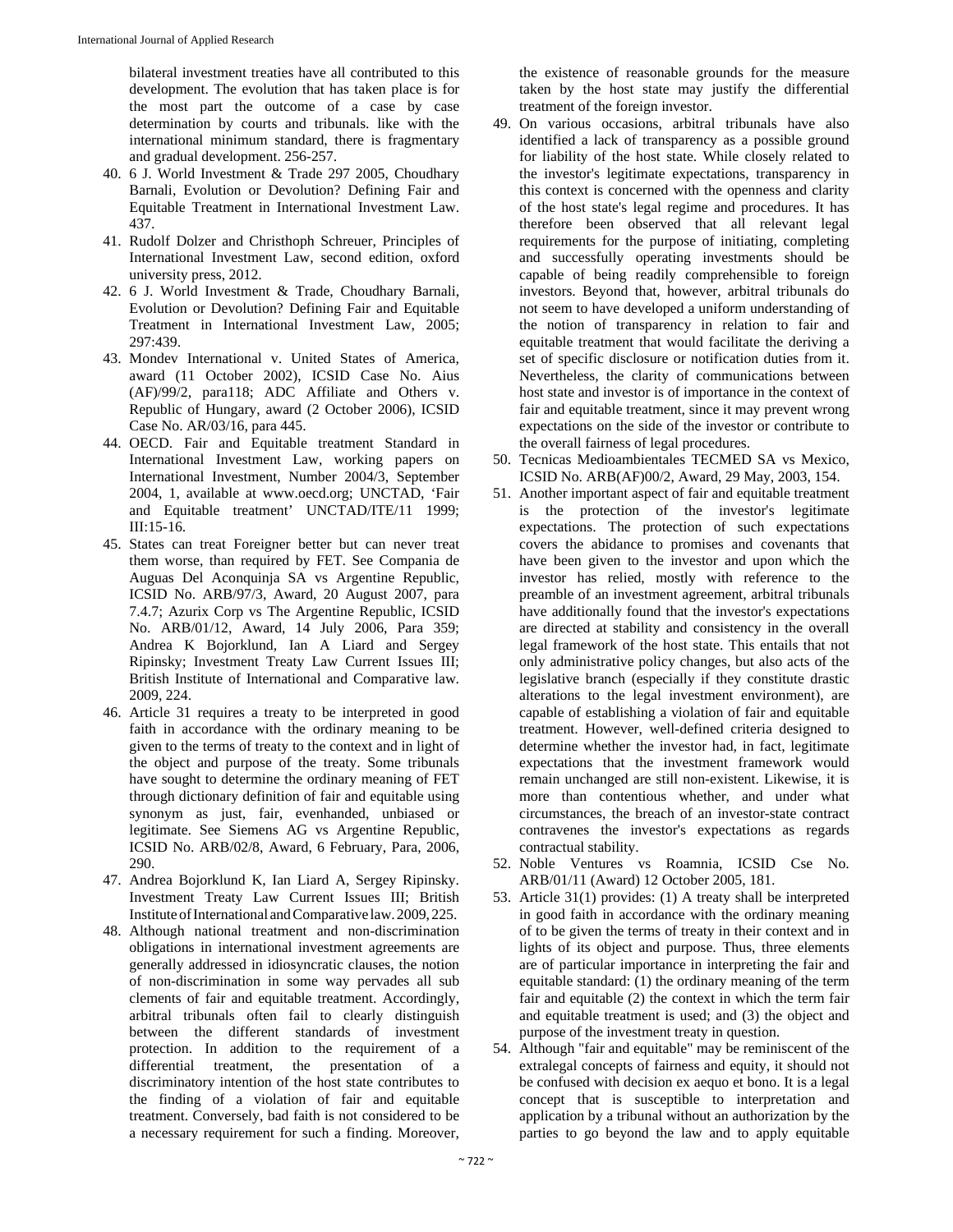bilateral investment treaties have all contributed to this development. The evolution that has taken place is for the most part the outcome of a case by case determination by courts and tribunals. like with the international minimum standard, there is fragmentary and gradual development. 256-257.

40. 6 J. World Investment & Trade 297 2005, Choudhary Barnali, Evolution or Devolution? Defining Fair and Equitable Treatment in International Investment Law. 437.
41. Rudolf Dolzer and Christhoph Schreuer, Principles of International Investment Law, second edition, oxford university press, 2012.
42. 6 J. World Investment & Trade, Choudhary Barnali, Evolution or Devolution? Defining Fair and Equitable Treatment in International Investment Law, 2005; 297:439.
43. Mondev International v. United States of America, award (11 October 2002), ICSID Case No. Aius (AF)/99/2, para118; ADC Affiliate and Others v. Republic of Hungary, award (2 October 2006), ICSID Case No. AR/03/16, para 445.
44. OECD. Fair and Equitable treatment Standard in International Investment Law, working papers on International Investment, Number 2004/3, September 2004, 1, available at www.oecd.org; UNCTAD, 'Fair and Equitable treatment' UNCTAD/ITE/11 1999; III:15-16.
45. States can treat Foreigner better but can never treat them worse, than required by FET. See Compania de Auguas Del Aconquinja SA vs Argentine Republic, ICSID No. ARB/97/3, Award, 20 August 2007, para 7.4.7; Azurix Corp vs The Argentine Republic, ICSID No. ARB/01/12, Award, 14 July 2006, Para 359; Andrea K Bojorklund, Ian A Liard and Sergey Ripinsky; Investment Treaty Law Current Issues III; British Institute of International and Comparative law. 2009, 224.
46. Article 31 requires a treaty to be interpreted in good faith in accordance with the ordinary meaning to be given to the terms of treaty to the context and in light of the object and purpose of the treaty. Some tribunals have sought to determine the ordinary meaning of FET through dictionary definition of fair and equitable using synonym as just, fair, evenhanded, unbiased or legitimate. See Siemens AG vs Argentine Republic, ICSID No. ARB/02/8, Award, 6 February, Para, 2006, 290.
47. Andrea Bojorklund K, Ian Liard A, Sergey Ripinsky. Investment Treaty Law Current Issues III; British Institute of International and Comparative law. 2009, 225.
48. Although national treatment and non-discrimination obligations in international investment agreements are generally addressed in idiosyncratic clauses, the notion of non-discrimination in some way pervades all sub clements of fair and equitable treatment. Accordingly, arbitral tribunals often fail to clearly distinguish between the different standards of investment protection. In addition to the requirement of a differential treatment, the presentation of a discriminatory intention of the host state contributes to the finding of a violation of fair and equitable treatment. Conversely, bad faith is not considered to be a necessary requirement for such a finding. Moreover, the existence of reasonable grounds for the measure taken by the host state may justify the differential treatment of the foreign investor.
49. On various occasions, arbitral tribunals have also identified a lack of transparency as a possible ground for liability of the host state. While closely related to the investor's legitimate expectations, transparency in this context is concerned with the openness and clarity of the host state's legal regime and procedures. It has therefore been observed that all relevant legal requirements for the purpose of initiating, completing and successfully operating investments should be capable of being readily comprehensible to foreign investors. Beyond that, however, arbitral tribunals do not seem to have developed a uniform understanding of the notion of transparency in relation to fair and equitable treatment that would facilitate the deriving a set of specific disclosure or notification duties from it. Nevertheless, the clarity of communications between host state and investor is of importance in the context of fair and equitable treatment, since it may prevent wrong expectations on the side of the investor or contribute to the overall fairness of legal procedures.
50. Tecnicas Medioambientales TECMED SA vs Mexico, ICSID No. ARB(AF)00/2, Award, 29 May, 2003, 154.
51. Another important aspect of fair and equitable treatment is the protection of the investor's legitimate expectations. The protection of such expectations covers the abidance to promises and covenants that have been given to the investor and upon which the investor has relied, mostly with reference to the preamble of an investment agreement, arbitral tribunals have additionally found that the investor's expectations are directed at stability and consistency in the overall legal framework of the host state. This entails that not only administrative policy changes, but also acts of the legislative branch (especially if they constitute drastic alterations to the legal investment environment), are capable of establishing a violation of fair and equitable treatment. However, well-defined criteria designed to determine whether the investor had, in fact, legitimate expectations that the investment framework would remain unchanged are still non-existent. Likewise, it is more than contentious whether, and under what circumstances, the breach of an investor-state contract contravenes the investor's expectations as regards contractual stability.
52. Noble Ventures vs Roamnia, ICSID Cse No. ARB/01/11 (Award) 12 October 2005, 181.
53. Article 31(1) provides: (1) A treaty shall be interpreted in good faith in accordance with the ordinary meaning of to be given the terms of treaty in their context and in lights of its object and purpose. Thus, three elements are of particular importance in interpreting the fair and equitable standard: (1) the ordinary meaning of the term fair and equitable (2) the context in which the term fair and equitable treatment is used; and (3) the object and purpose of the investment treaty in question.
54. Although "fair and equitable" may be reminiscent of the extralegal concepts of fairness and equity, it should not be confused with decision ex aequo et bono. It is a legal concept that is susceptible to interpretation and application by a tribunal without an authorization by the parties to go beyond the law and to apply equitable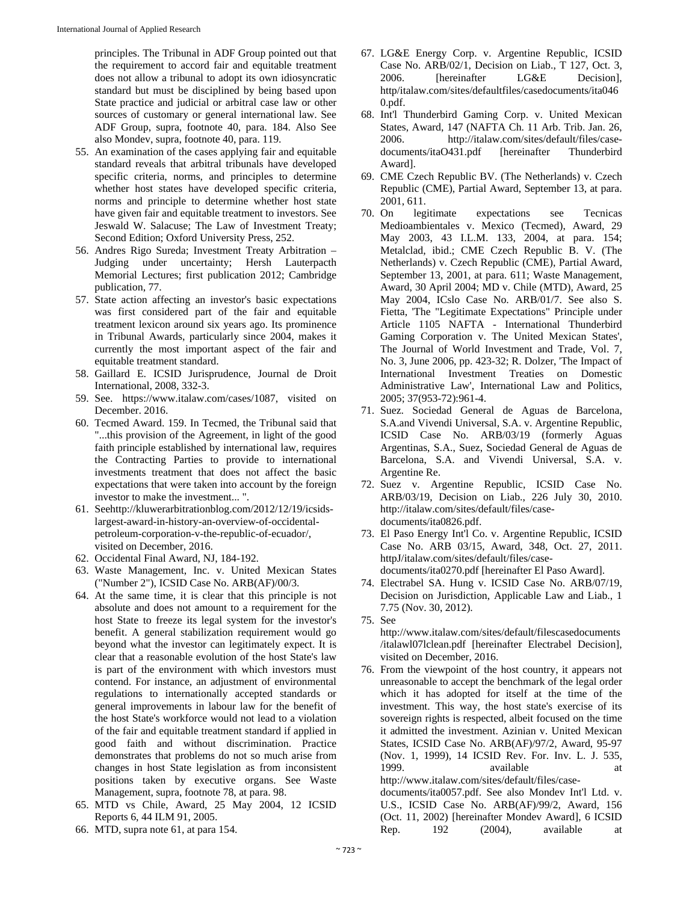principles. The Tribunal in ADF Group pointed out that the requirement to accord fair and equitable treatment does not allow a tribunal to adopt its own idiosyncratic standard but must be disciplined by being based upon State practice and judicial or arbitral case law or other sources of customary or general international law. See ADF Group, supra, footnote 40, para. 184. Also See also Mondev, supra, footnote 40, para. 119.

55. An examination of the cases applying fair and equitable standard reveals that arbitral tribunals have developed specific criteria, norms, and principles to determine whether host states have developed specific criteria, norms and principle to determine whether host state have given fair and equitable treatment to investors. See Jeswald W. Salacuse; The Law of Investment Treaty; Second Edition; Oxford University Press, 252.
56. Andres Rigo Sureda; Investment Treaty Arbitration – Judging under uncertainty; Hersh Lauterpacth Memorial Lectures; first publication 2012; Cambridge publication, 77.
57. State action affecting an investor's basic expectations was first considered part of the fair and equitable treatment lexicon around six years ago. Its prominence in Tribunal Awards, particularly since 2004, makes it currently the most important aspect of the fair and equitable treatment standard.
58. Gaillard E. ICSID Jurisprudence, Journal de Droit International, 2008, 332-3.
59. See. https://www.italaw.com/cases/1087, visited on December. 2016.
60. Tecmed Award. 159. In Tecmed, the Tribunal said that "...this provision of the Agreement, in light of the good faith principle established by international law, requires the Contracting Parties to provide to international investments treatment that does not affect the basic expectations that were taken into account by the foreign investor to make the investment... ".
61. Seehttp://kluwerarbitrationblog.com/2012/12/19/icsids-largest-award-in-history-an-overview-of-occidental-petroleum-corporation-v-the-republic-of-ecuador/, visited on December, 2016.
62. Occidental Final Award, NJ, 184-192.
63. Waste Management, Inc. v. United Mexican States ("Number 2"), ICSID Case No. ARB(AF)/00/3.
64. At the same time, it is clear that this principle is not absolute and does not amount to a requirement for the host State to freeze its legal system for the investor's benefit. A general stabilization requirement would go beyond what the investor can legitimately expect. It is clear that a reasonable evolution of the host State's law is part of the environment with which investors must contend. For instance, an adjustment of environmental regulations to internationally accepted standards or general improvements in labour law for the benefit of the host State's workforce would not lead to a violation of the fair and equitable treatment standard if applied in good faith and without discrimination. Practice demonstrates that problems do not so much arise from changes in host State legislation as from inconsistent positions taken by executive organs. See Waste Management, supra, footnote 78, at para. 98.
65. MTD vs Chile, Award, 25 May 2004, 12 ICSID Reports 6, 44 ILM 91, 2005.
66. MTD, supra note 61, at para 154.
67. LG&E Energy Corp. v. Argentine Republic, ICSID Case No. ARB/02/1, Decision on Liab., T 127, Oct. 3, 2006. [hereinafter LG&E Decision], http/italaw.com/sites/defaultfiles/casedocuments/ita0460.pdf.
68. Int'l Thunderbird Gaming Corp. v. United Mexican States, Award, 147 (NAFTA Ch. 11 Arb. Trib. Jan. 26, 2006. http://italaw.com/sites/default/files/case-documents/itaO431.pdf [hereinafter Thunderbird Award].
69. CME Czech Republic BV. (The Netherlands) v. Czech Republic (CME), Partial Award, September 13, at para. 2001, 611.
70. On legitimate expectations see Tecnicas Medioambientales v. Mexico (Tecmed), Award, 29 May 2003, 43 I.L.M. 133, 2004, at para. 154; Metalclad, ibid.; CME Czech Republic B. V. (The Netherlands) v. Czech Republic (CME), Partial Award, September 13, 2001, at para. 611; Waste Management, Award, 30 April 2004; MD v. Chile (MTD), Award, 25 May 2004, ICslo Case No. ARB/01/7. See also S. Fietta, 'The "Legitimate Expectations" Principle under Article 1105 NAFTA - International Thunderbird Gaming Corporation v. The United Mexican States', The Journal of World Investment and Trade, Vol. 7, No. 3, June 2006, pp. 423-32; R. Dolzer, 'The Impact of International Investment Treaties on Domestic Administrative Law', International Law and Politics, 2005; 37(953-72):961-4.
71. Suez. Sociedad General de Aguas de Barcelona, S.A.and Vivendi Universal, S.A. v. Argentine Republic, ICSID Case No. ARB/03/19 (formerly Aguas Argentinas, S.A., Suez, Sociedad General de Aguas de Barcelona, S.A. and Vivendi Universal, S.A. v. Argentine Re.
72. Suez v. Argentine Republic, ICSID Case No. ARB/03/19, Decision on Liab., 226 July 30, 2010. http://italaw.com/sites/default/files/case-documents/ita0826.pdf.
73. El Paso Energy Int'l Co. v. Argentine Republic, ICSID Case No. ARB 03/15, Award, 348, Oct. 27, 2011. httpJ/italaw.com/sites/default/files/case-documents/ita0270.pdf [hereinafter El Paso Award].
74. Electrabel SA. Hung v. ICSID Case No. ARB/07/19, Decision on Jurisdiction, Applicable Law and Liab., 1 7.75 (Nov. 30, 2012).
75. See http://www.italaw.com/sites/default/filescasedocuments/italawl07lclean.pdf [hereinafter Electrabel Decision], visited on December, 2016.
76. From the viewpoint of the host country, it appears not unreasonable to accept the benchmark of the legal order which it has adopted for itself at the time of the investment. This way, the host state's exercise of its sovereign rights is respected, albeit focused on the time it admitted the investment. Azinian v. United Mexican States, ICSID Case No. ARB(AF)/97/2, Award, 95-97 (Nov. 1, 1999), 14 ICSID Rev. For. Inv. L. J. 535, 1999. available at http://www.italaw.com/sites/default/files/case-documents/ita0057.pdf. See also Mondev Int'l Ltd. v. U.S., ICSID Case No. ARB(AF)/99/2, Award, 156 (Oct. 11, 2002) [hereinafter Mondev Award], 6 ICSID Rep. 192 (2004), available at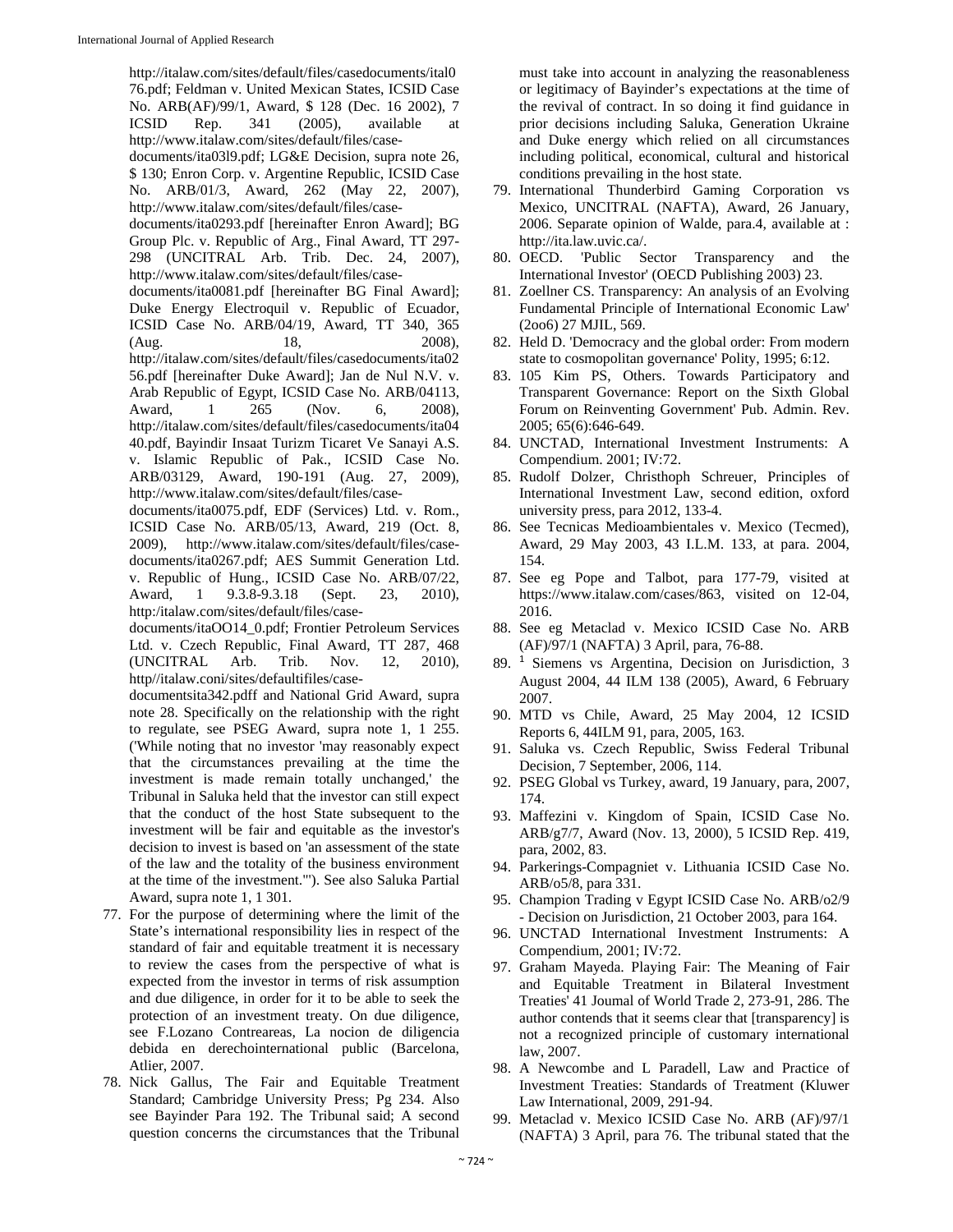http://italaw.com/sites/default/files/casedocuments/ital076.pdf; Feldman v. United Mexican States, ICSID Case No. ARB(AF)/99/1, Award, $ 128 (Dec. 16 2002), 7 ICSID Rep. 341 (2005), available at http://www.italaw.com/sites/default/files/case-documents/ita03l9.pdf; LG&E Decision, supra note 26, $ 130; Enron Corp. v. Argentine Republic, ICSID Case No. ARB/01/3, Award, 262 (May 22, 2007), http://www.italaw.com/sites/default/files/case-documents/ita0293.pdf [hereinafter Enron Award]; BG Group Plc. v. Republic of Arg., Final Award, TT 297-298 (UNCITRAL Arb. Trib. Dec. 24, 2007), http://www.italaw.com/sites/default/files/case-documents/ita0081.pdf [hereinafter BG Final Award]; Duke Energy Electroquil v. Republic of Ecuador, ICSID Case No. ARB/04/19, Award, TT 340, 365 (Aug. 18, 2008), http://italaw.com/sites/default/files/casedocuments/ita0256.pdf [hereinafter Duke Award]; Jan de Nul N.V. v. Arab Republic of Egypt, ICSID Case No. ARB/04113, Award, 1 265 (Nov. 6, 2008), http://italaw.com/sites/default/files/casedocuments/ita0440.pdf, Bayindir Insaat Turizm Ticaret Ve Sanayi A.S. v. Islamic Republic of Pak., ICSID Case No. ARB/03129, Award, 190-191 (Aug. 27, 2009), http://www.italaw.com/sites/default/files/case-documents/ita0075.pdf, EDF (Services) Ltd. v. Rom., ICSID Case No. ARB/05/13, Award, 219 (Oct. 8, 2009), http://www.italaw.com/sites/default/files/case-documents/ita0267.pdf; AES Summit Generation Ltd. v. Republic of Hung., ICSID Case No. ARB/07/22, Award, 1 9.3.8-9.3.18 (Sept. 23, 2010), http:/italaw.com/sites/default/files/case-documents/itaOO14_0.pdf; Frontier Petroleum Services Ltd. v. Czech Republic, Final Award, TT 287, 468 (UNCITRAL Arb. Trib. Nov. 12, 2010), http//italaw.coni/sites/defaultifiles/case-documentsita342.pdff and National Grid Award, supra note 28. Specifically on the relationship with the right to regulate, see PSEG Award, supra note 1, 1 255. ('While noting that no investor 'may reasonably expect that the circumstances prevailing at the time the investment is made remain totally unchanged,' the Tribunal in Saluka held that the investor can still expect that the conduct of the host State subsequent to the investment will be fair and equitable as the investor's decision to invest is based on 'an assessment of the state of the law and the totality of the business environment at the time of the investment."'). See also Saluka Partial Award, supra note 1, 1 301.

77. For the purpose of determining where the limit of the State's international responsibility lies in respect of the standard of fair and equitable treatment it is necessary to review the cases from the perspective of what is expected from the investor in terms of risk assumption and due diligence, in order for it to be able to seek the protection of an investment treaty. On due diligence, see F.Lozano Contreareas, La nocion de diligencia debida en derechointernational public (Barcelona, Atlier, 2007.
78. Nick Gallus, The Fair and Equitable Treatment Standard; Cambridge University Press; Pg 234. Also see Bayinder Para 192. The Tribunal said; A second question concerns the circumstances that the Tribunal must take into account in analyzing the reasonableness or legitimacy of Bayinder's expectations at the time of the revival of contract. In so doing it find guidance in prior decisions including Saluka, Generation Ukraine and Duke energy which relied on all circumstances including political, economical, cultural and historical conditions prevailing in the host state.
79. International Thunderbird Gaming Corporation vs Mexico, UNCITRAL (NAFTA), Award, 26 January, 2006. Separate opinion of Walde, para.4, available at : http://ita.law.uvic.ca/.
80. OECD. 'Public Sector Transparency and the International Investor' (OECD Publishing 2003) 23.
81. Zoellner CS. Transparency: An analysis of an Evolving Fundamental Principle of International Economic Law' (2oo6) 27 MJIL, 569.
82. Held D. 'Democracy and the global order: From modern state to cosmopolitan governance' Polity, 1995; 6:12.
83. 105 Kim PS, Others. Towards Participatory and Transparent Governance: Report on the Sixth Global Forum on Reinventing Government' Pub. Admin. Rev. 2005; 65(6):646-649.
84. UNCTAD, International Investment Instruments: A Compendium. 2001; IV:72.
85. Rudolf Dolzer, Christhoph Schreuer, Principles of International Investment Law, second edition, oxford university press, para 2012, 133-4.
86. See Tecnicas Medioambientales v. Mexico (Tecmed), Award, 29 May 2003, 43 I.L.M. 133, at para. 2004, 154.
87. See eg Pope and Talbot, para 177-79, visited at https://www.italaw.com/cases/863, visited on 12-04, 2016.
88. See eg Metaclad v. Mexico ICSID Case No. ARB (AF)/97/1 (NAFTA) 3 April, para, 76-88.
89. [1] Siemens vs Argentina, Decision on Jurisdiction, 3 August 2004, 44 ILM 138 (2005), Award, 6 February 2007.
90. MTD vs Chile, Award, 25 May 2004, 12 ICSID Reports 6, 44ILM 91, para, 2005, 163.
91. Saluka vs. Czech Republic, Swiss Federal Tribunal Decision, 7 September, 2006, 114.
92. PSEG Global vs Turkey, award, 19 January, para, 2007, 174.
93. Maffezini v. Kingdom of Spain, ICSID Case No. ARB/g7/7, Award (Nov. 13, 2000), 5 ICSID Rep. 419, para, 2002, 83.
94. Parkerings-Compagniet v. Lithuania ICSID Case No. ARB/o5/8, para 331.
95. Champion Trading v Egypt ICSID Case No. ARB/o2/9 - Decision on Jurisdiction, 21 October 2003, para 164.
96. UNCTAD International Investment Instruments: A Compendium, 2001; IV:72.
97. Graham Mayeda. Playing Fair: The Meaning of Fair and Equitable Treatment in Bilateral Investment Treaties' 41 Joumal of World Trade 2, 273-91, 286. The author contends that it seems clear that [transparency] is not a recognized principle of customary international law, 2007.
98. A Newcombe and L Paradell, Law and Practice of Investment Treaties: Standards of Treatment (Kluwer Law International, 2009, 291-94.
99. Metaclad v. Mexico ICSID Case No. ARB (AF)/97/1 (NAFTA) 3 April, para 76. The tribunal stated that the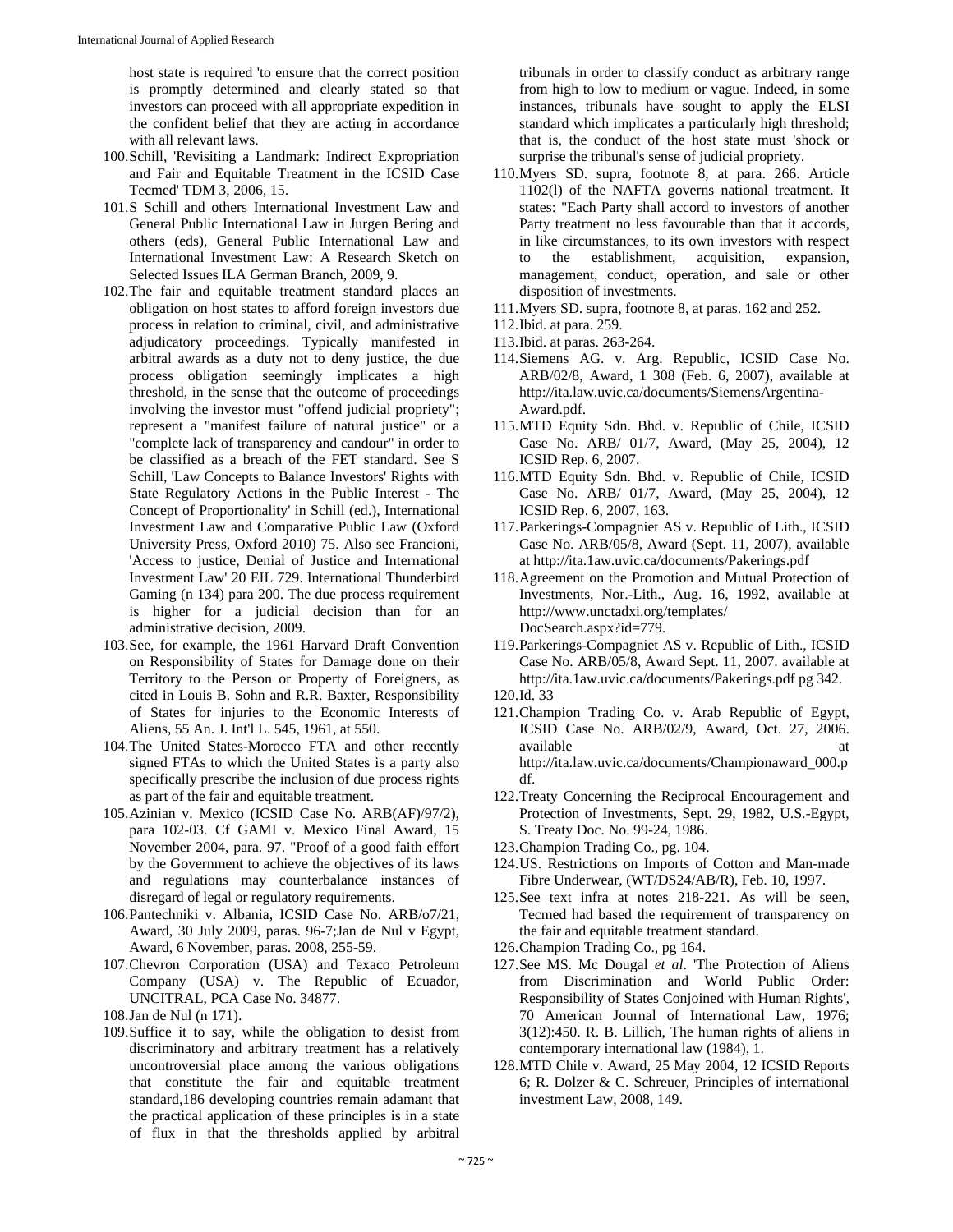host state is required 'to ensure that the correct position is promptly determined and clearly stated so that investors can proceed with all appropriate expedition in the confident belief that they are acting in accordance with all relevant laws.

100. Schill, 'Revisiting a Landmark: Indirect Expropriation and Fair and Equitable Treatment in the ICSID Case Tecmed' TDM 3, 2006, 15.
101. S Schill and others International Investment Law and General Public International Law in Jurgen Bering and others (eds), General Public International Law and International Investment Law: A Research Sketch on Selected Issues ILA German Branch, 2009, 9.
102. The fair and equitable treatment standard places an obligation on host states to afford foreign investors due process in relation to criminal, civil, and administrative adjudicatory proceedings. Typically manifested in arbitral awards as a duty not to deny justice, the due process obligation seemingly implicates a high threshold, in the sense that the outcome of proceedings involving the investor must "offend judicial propriety"; represent a "manifest failure of natural justice" or a "complete lack of transparency and candour" in order to be classified as a breach of the FET standard. See S Schill, 'Law Concepts to Balance Investors' Rights with State Regulatory Actions in the Public Interest - The Concept of Proportionality' in Schill (ed.), International Investment Law and Comparative Public Law (Oxford University Press, Oxford 2010) 75. Also see Francioni, 'Access to justice, Denial of Justice and International Investment Law' 20 EIL 729. International Thunderbird Gaming (n 134) para 200. The due process requirement is higher for a judicial decision than for an administrative decision, 2009.
103. See, for example, the 1961 Harvard Draft Convention on Responsibility of States for Damage done on their Territory to the Person or Property of Foreigners, as cited in Louis B. Sohn and R.R. Baxter, Responsibility of States for injuries to the Economic Interests of Aliens, 55 An. J. Int'l L. 545, 1961, at 550.
104. The United States-Morocco FTA and other recently signed FTAs to which the United States is a party also specifically prescribe the inclusion of due process rights as part of the fair and equitable treatment.
105. Azinian v. Mexico (ICSID Case No. ARB(AF)/97/2), para 102-03. Cf GAMI v. Mexico Final Award, 15 November 2004, para. 97. "Proof of a good faith effort by the Government to achieve the objectives of its laws and regulations may counterbalance instances of disregard of legal or regulatory requirements.
106. Pantechniki v. Albania, ICSID Case No. ARB/o7/21, Award, 30 July 2009, paras. 96-7;Jan de Nul v Egypt, Award, 6 November, paras. 2008, 255-59.
107. Chevron Corporation (USA) and Texaco Petroleum Company (USA) v. The Republic of Ecuador, UNCITRAL, PCA Case No. 34877.
108. Jan de Nul (n 171).
109. Suffice it to say, while the obligation to desist from discriminatory and arbitrary treatment has a relatively uncontroversial place among the various obligations that constitute the fair and equitable treatment standard,186 developing countries remain adamant that the practical application of these principles is in a state of flux in that the thresholds applied by arbitral tribunals in order to classify conduct as arbitrary range from high to low to medium or vague. Indeed, in some instances, tribunals have sought to apply the ELSI standard which implicates a particularly high threshold; that is, the conduct of the host state must 'shock or surprise the tribunal's sense of judicial propriety.
110. Myers SD. supra, footnote 8, at para. 266. Article 1102(l) of the NAFTA governs national treatment. It states: "Each Party shall accord to investors of another Party treatment no less favourable than that it accords, in like circumstances, to its own investors with respect to the establishment, acquisition, expansion, management, conduct, operation, and sale or other disposition of investments.
111. Myers SD. supra, footnote 8, at paras. 162 and 252.
112. Ibid. at para. 259.
113. Ibid. at paras. 263-264.
114. Siemens AG. v. Arg. Republic, ICSID Case No. ARB/02/8, Award, 1 308 (Feb. 6, 2007), available at http://ita.law.uvic.ca/documents/SiemensArgentina-Award.pdf.
115. MTD Equity Sdn. Bhd. v. Republic of Chile, ICSID Case No. ARB/ 01/7, Award, (May 25, 2004), 12 ICSID Rep. 6, 2007.
116. MTD Equity Sdn. Bhd. v. Republic of Chile, ICSID Case No. ARB/ 01/7, Award, (May 25, 2004), 12 ICSID Rep. 6, 2007, 163.
117. Parkerings-Compagniet AS v. Republic of Lith., ICSID Case No. ARB/05/8, Award (Sept. 11, 2007), available at http://ita.1aw.uvic.ca/documents/Pakerings.pdf
118. Agreement on the Promotion and Mutual Protection of Investments, Nor.-Lith., Aug. 16, 1992, available at http://www.unctadxi.org/templates/ DocSearch.aspx?id=779.
119. Parkerings-Compagniet AS v. Republic of Lith., ICSID Case No. ARB/05/8, Award Sept. 11, 2007. available at http://ita.1aw.uvic.ca/documents/Pakerings.pdf pg 342.
120. Id. 33
121. Champion Trading Co. v. Arab Republic of Egypt, ICSID Case No. ARB/02/9, Award, Oct. 27, 2006. available at http://ita.law.uvic.ca/documents/Championaward_000.pdf.
122. Treaty Concerning the Reciprocal Encouragement and Protection of Investments, Sept. 29, 1982, U.S.-Egypt, S. Treaty Doc. No. 99-24, 1986.
123. Champion Trading Co., pg. 104.
124. US. Restrictions on Imports of Cotton and Man-made Fibre Underwear, (WT/DS24/AB/R), Feb. 10, 1997.
125. See text infra at notes 218-221. As will be seen, Tecmed had based the requirement of transparency on the fair and equitable treatment standard.
126. Champion Trading Co., pg 164.
127. See MS. Mc Dougal *et al*. 'The Protection of Aliens from Discrimination and World Public Order: Responsibility of States Conjoined with Human Rights', 70 American Journal of International Law, 1976; 3(12):450. R. B. Lillich, The human rights of aliens in contemporary international law (1984), 1.
128. MTD Chile v. Award, 25 May 2004, 12 ICSID Reports 6; R. Dolzer & C. Schreuer, Principles of international investment Law, 2008, 149.